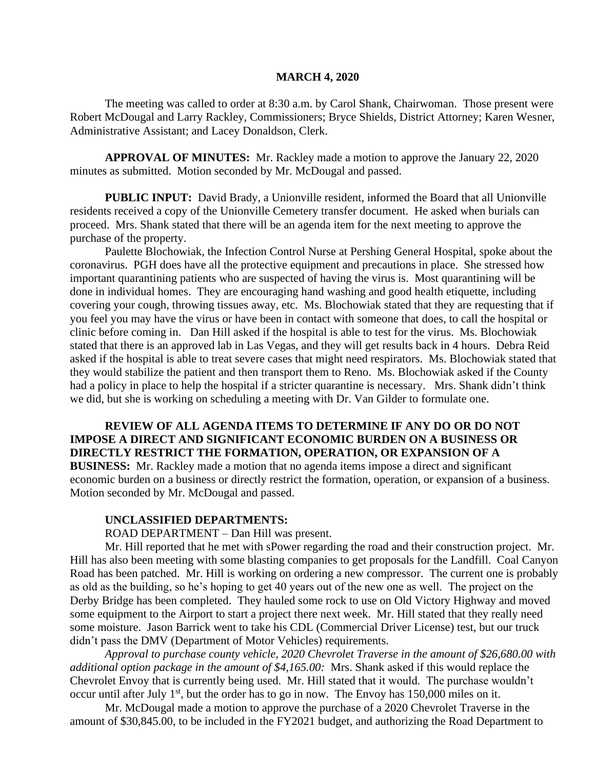**MARCH 4, 2020**

The meeting was called to order at 8:30 a.m. by Carol Shank, Chairwoman. Those present were Robert McDougal and Larry Rackley, Commissioners; Bryce Shields, District Attorney; Karen Wesner, Administrative Assistant; and Lacey Donaldson, Clerk.

**APPROVAL OF MINUTES:** Mr. Rackley made a motion to approve the January 22, 2020 minutes as submitted. Motion seconded by Mr. McDougal and passed.

**PUBLIC INPUT:** David Brady, a Unionville resident, informed the Board that all Unionville residents received a copy of the Unionville Cemetery transfer document. He asked when burials can proceed. Mrs. Shank stated that there will be an agenda item for the next meeting to approve the purchase of the property.

Paulette Blochowiak, the Infection Control Nurse at Pershing General Hospital, spoke about the coronavirus. PGH does have all the protective equipment and precautions in place. She stressed how important quarantining patients who are suspected of having the virus is. Most quarantining will be done in individual homes. They are encouraging hand washing and good health etiquette, including covering your cough, throwing tissues away, etc. Ms. Blochowiak stated that they are requesting that if you feel you may have the virus or have been in contact with someone that does, to call the hospital or clinic before coming in. Dan Hill asked if the hospital is able to test for the virus. Ms. Blochowiak stated that there is an approved lab in Las Vegas, and they will get results back in 4 hours. Debra Reid asked if the hospital is able to treat severe cases that might need respirators. Ms. Blochowiak stated that they would stabilize the patient and then transport them to Reno. Ms. Blochowiak asked if the County had a policy in place to help the hospital if a stricter quarantine is necessary. Mrs. Shank didn't think we did, but she is working on scheduling a meeting with Dr. Van Gilder to formulate one.

**REVIEW OF ALL AGENDA ITEMS TO DETERMINE IF ANY DO OR DO NOT IMPOSE A DIRECT AND SIGNIFICANT ECONOMIC BURDEN ON A BUSINESS OR DIRECTLY RESTRICT THE FORMATION, OPERATION, OR EXPANSION OF A BUSINESS:** Mr. Rackley made a motion that no agenda items impose a direct and significant economic burden on a business or directly restrict the formation, operation, or expansion of a business. Motion seconded by Mr. McDougal and passed.

**UNCLASSIFIED DEPARTMENTS:**

ROAD DEPARTMENT – Dan Hill was present.

Mr. Hill reported that he met with sPower regarding the road and their construction project. Mr. Hill has also been meeting with some blasting companies to get proposals for the Landfill. Coal Canyon Road has been patched. Mr. Hill is working on ordering a new compressor. The current one is probably as old as the building, so he's hoping to get 40 years out of the new one as well. The project on the Derby Bridge has been completed. They hauled some rock to use on Old Victory Highway and moved some equipment to the Airport to start a project there next week. Mr. Hill stated that they really need some moisture. Jason Barrick went to take his CDL (Commercial Driver License) test, but our truck didn't pass the DMV (Department of Motor Vehicles) requirements.

*Approval to purchase county vehicle, 2020 Chevrolet Traverse in the amount of $26,680.00 with additional option package in the amount of $4,165.00:* Mrs. Shank asked if this would replace the Chevrolet Envoy that is currently being used. Mr. Hill stated that it would. The purchase wouldn't occur until after July 1st, but the order has to go in now. The Envoy has 150,000 miles on it.

Mr. McDougal made a motion to approve the purchase of a 2020 Chevrolet Traverse in the amount of $30,845.00, to be included in the FY2021 budget, and authorizing the Road Department to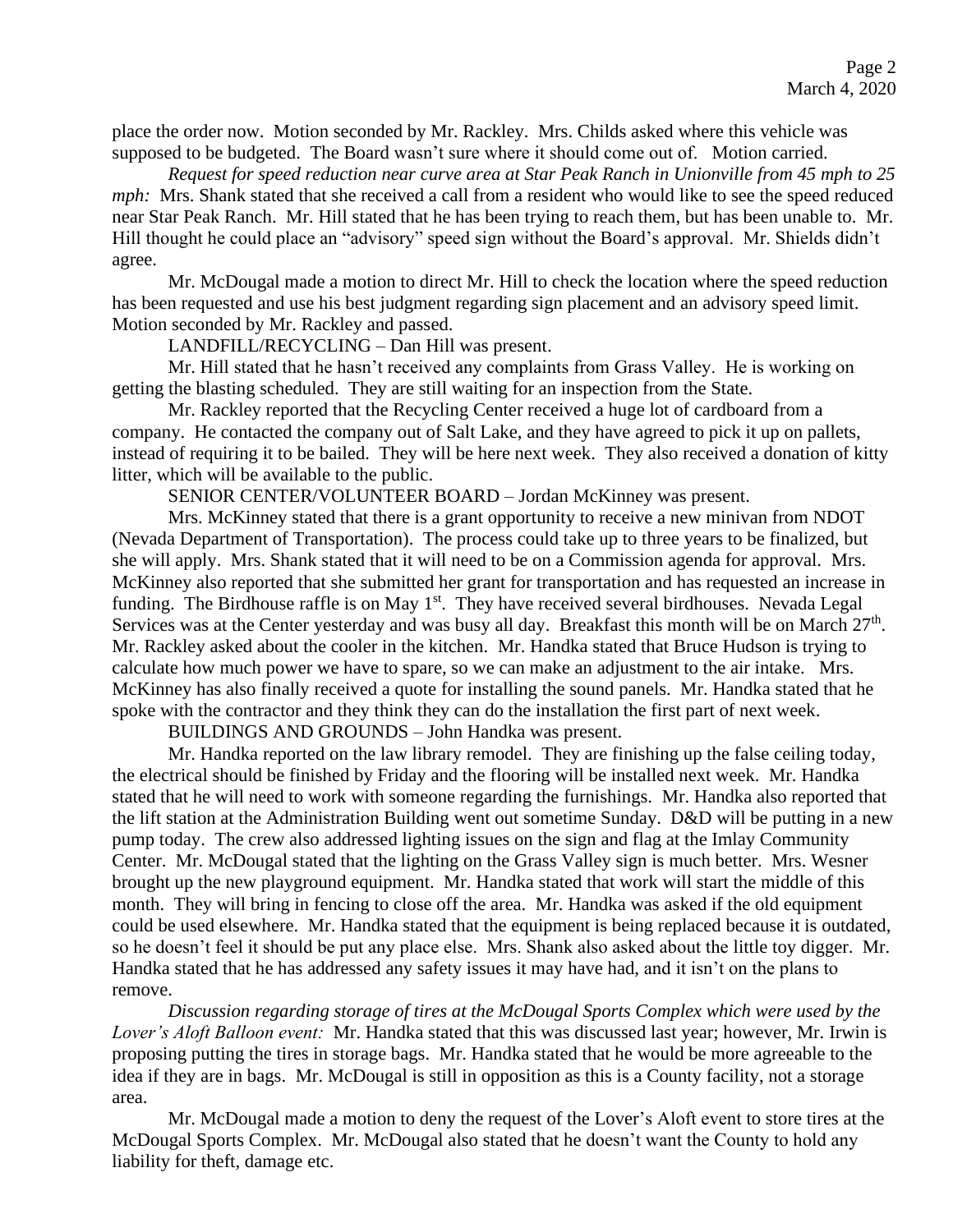place the order now. Motion seconded by Mr. Rackley. Mrs. Childs asked where this vehicle was supposed to be budgeted. The Board wasn't sure where it should come out of. Motion carried.

*Request for speed reduction near curve area at Star Peak Ranch in Unionville from 45 mph to 25 mph:* Mrs. Shank stated that she received a call from a resident who would like to see the speed reduced near Star Peak Ranch. Mr. Hill stated that he has been trying to reach them, but has been unable to. Mr. Hill thought he could place an "advisory" speed sign without the Board's approval. Mr. Shields didn't agree.

Mr. McDougal made a motion to direct Mr. Hill to check the location where the speed reduction has been requested and use his best judgment regarding sign placement and an advisory speed limit. Motion seconded by Mr. Rackley and passed.

LANDFILL/RECYCLING – Dan Hill was present.

Mr. Hill stated that he hasn't received any complaints from Grass Valley. He is working on getting the blasting scheduled. They are still waiting for an inspection from the State.

Mr. Rackley reported that the Recycling Center received a huge lot of cardboard from a company. He contacted the company out of Salt Lake, and they have agreed to pick it up on pallets, instead of requiring it to be bailed. They will be here next week. They also received a donation of kitty litter, which will be available to the public.

SENIOR CENTER/VOLUNTEER BOARD – Jordan McKinney was present.

Mrs. McKinney stated that there is a grant opportunity to receive a new minivan from NDOT (Nevada Department of Transportation). The process could take up to three years to be finalized, but she will apply. Mrs. Shank stated that it will need to be on a Commission agenda for approval. Mrs. McKinney also reported that she submitted her grant for transportation and has requested an increase in funding. The Birdhouse raffle is on May 1st. They have received several birdhouses. Nevada Legal Services was at the Center yesterday and was busy all day. Breakfast this month will be on March 27th. Mr. Rackley asked about the cooler in the kitchen. Mr. Handka stated that Bruce Hudson is trying to calculate how much power we have to spare, so we can make an adjustment to the air intake. Mrs. McKinney has also finally received a quote for installing the sound panels. Mr. Handka stated that he spoke with the contractor and they think they can do the installation the first part of next week.

BUILDINGS AND GROUNDS – John Handka was present.

Mr. Handka reported on the law library remodel. They are finishing up the false ceiling today, the electrical should be finished by Friday and the flooring will be installed next week. Mr. Handka stated that he will need to work with someone regarding the furnishings. Mr. Handka also reported that the lift station at the Administration Building went out sometime Sunday. D&D will be putting in a new pump today. The crew also addressed lighting issues on the sign and flag at the Imlay Community Center. Mr. McDougal stated that the lighting on the Grass Valley sign is much better. Mrs. Wesner brought up the new playground equipment. Mr. Handka stated that work will start the middle of this month. They will bring in fencing to close off the area. Mr. Handka was asked if the old equipment could be used elsewhere. Mr. Handka stated that the equipment is being replaced because it is outdated, so he doesn't feel it should be put any place else. Mrs. Shank also asked about the little toy digger. Mr. Handka stated that he has addressed any safety issues it may have had, and it isn't on the plans to remove.

*Discussion regarding storage of tires at the McDougal Sports Complex which were used by the Lover's Aloft Balloon event:* Mr. Handka stated that this was discussed last year; however, Mr. Irwin is proposing putting the tires in storage bags. Mr. Handka stated that he would be more agreeable to the idea if they are in bags. Mr. McDougal is still in opposition as this is a County facility, not a storage area.

Mr. McDougal made a motion to deny the request of the Lover's Aloft event to store tires at the McDougal Sports Complex. Mr. McDougal also stated that he doesn't want the County to hold any liability for theft, damage etc.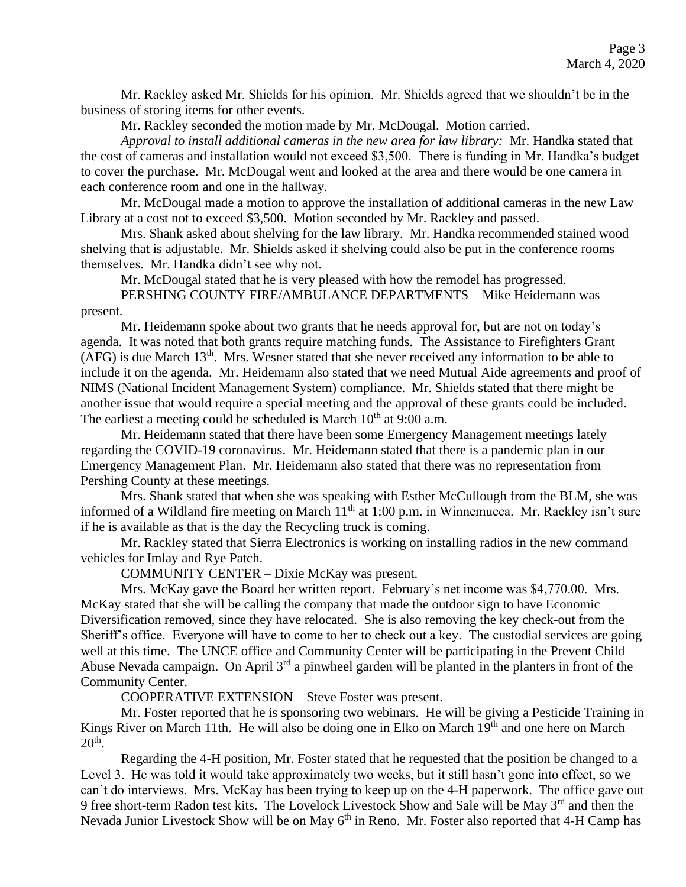Mr. Rackley asked Mr. Shields for his opinion. Mr. Shields agreed that we shouldn't be in the business of storing items for other events.

Mr. Rackley seconded the motion made by Mr. McDougal. Motion carried.

*Approval to install additional cameras in the new area for law library:* Mr. Handka stated that the cost of cameras and installation would not exceed \$3,500. There is funding in Mr. Handka's budget to cover the purchase. Mr. McDougal went and looked at the area and there would be one camera in each conference room and one in the hallway.

Mr. McDougal made a motion to approve the installation of additional cameras in the new Law Library at a cost not to exceed \$3,500. Motion seconded by Mr. Rackley and passed.

Mrs. Shank asked about shelving for the law library. Mr. Handka recommended stained wood shelving that is adjustable. Mr. Shields asked if shelving could also be put in the conference rooms themselves. Mr. Handka didn't see why not.

Mr. McDougal stated that he is very pleased with how the remodel has progressed.

PERSHING COUNTY FIRE/AMBULANCE DEPARTMENTS – Mike Heidemann was present.

Mr. Heidemann spoke about two grants that he needs approval for, but are not on today's agenda. It was noted that both grants require matching funds. The Assistance to Firefighters Grant (AFG) is due March 13th. Mrs. Wesner stated that she never received any information to be able to include it on the agenda. Mr. Heidemann also stated that we need Mutual Aide agreements and proof of NIMS (National Incident Management System) compliance. Mr. Shields stated that there might be another issue that would require a special meeting and the approval of these grants could be included. The earliest a meeting could be scheduled is March 10th at 9:00 a.m.

Mr. Heidemann stated that there have been some Emergency Management meetings lately regarding the COVID-19 coronavirus. Mr. Heidemann stated that there is a pandemic plan in our Emergency Management Plan. Mr. Heidemann also stated that there was no representation from Pershing County at these meetings.

Mrs. Shank stated that when she was speaking with Esther McCullough from the BLM, she was informed of a Wildland fire meeting on March 11th at 1:00 p.m. in Winnemucca. Mr. Rackley isn't sure if he is available as that is the day the Recycling truck is coming.

Mr. Rackley stated that Sierra Electronics is working on installing radios in the new command vehicles for Imlay and Rye Patch.

COMMUNITY CENTER – Dixie McKay was present.

Mrs. McKay gave the Board her written report. February's net income was \$4,770.00. Mrs. McKay stated that she will be calling the company that made the outdoor sign to have Economic Diversification removed, since they have relocated. She is also removing the key check-out from the Sheriff's office. Everyone will have to come to her to check out a key. The custodial services are going well at this time. The UNCE office and Community Center will be participating in the Prevent Child Abuse Nevada campaign. On April 3rd a pinwheel garden will be planted in the planters in front of the Community Center.

COOPERATIVE EXTENSION – Steve Foster was present.

Mr. Foster reported that he is sponsoring two webinars. He will be giving a Pesticide Training in Kings River on March 11th. He will also be doing one in Elko on March 19th and one here on March 20th.

Regarding the 4-H position, Mr. Foster stated that he requested that the position be changed to a Level 3. He was told it would take approximately two weeks, but it still hasn't gone into effect, so we can't do interviews. Mrs. McKay has been trying to keep up on the 4-H paperwork. The office gave out 9 free short-term Radon test kits. The Lovelock Livestock Show and Sale will be May 3rd and then the Nevada Junior Livestock Show will be on May 6th in Reno. Mr. Foster also reported that 4-H Camp has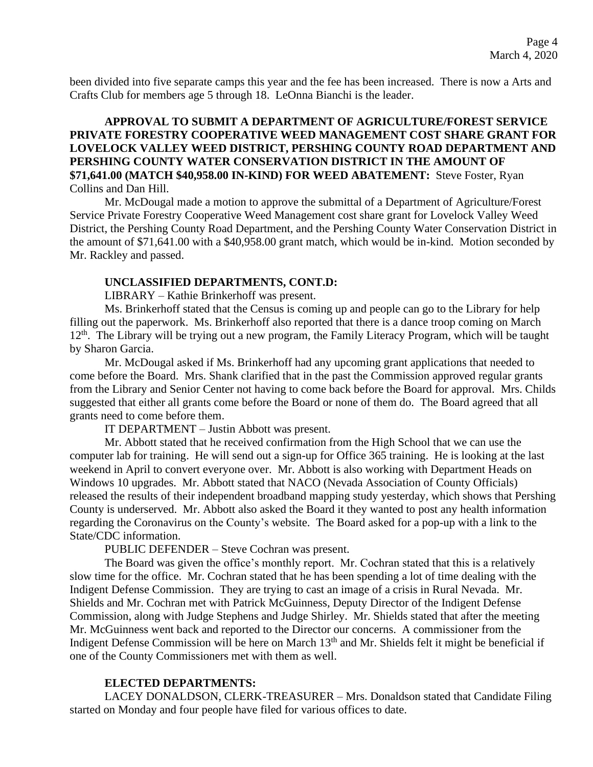been divided into five separate camps this year and the fee has been increased. There is now a Arts and Crafts Club for members age 5 through 18. LeOnna Bianchi is the leader.

**APPROVAL TO SUBMIT A DEPARTMENT OF AGRICULTURE/FOREST SERVICE PRIVATE FORESTRY COOPERATIVE WEED MANAGEMENT COST SHARE GRANT FOR LOVELOCK VALLEY WEED DISTRICT, PERSHING COUNTY ROAD DEPARTMENT AND PERSHING COUNTY WATER CONSERVATION DISTRICT IN THE AMOUNT OF $71,641.00 (MATCH $40,958.00 IN-KIND) FOR WEED ABATEMENT:** Steve Foster, Ryan Collins and Dan Hill.

Mr. McDougal made a motion to approve the submittal of a Department of Agriculture/Forest Service Private Forestry Cooperative Weed Management cost share grant for Lovelock Valley Weed District, the Pershing County Road Department, and the Pershing County Water Conservation District in the amount of $71,641.00 with a $40,958.00 grant match, which would be in-kind. Motion seconded by Mr. Rackley and passed.

**UNCLASSIFIED DEPARTMENTS, CONT.D:**

LIBRARY – Kathie Brinkerhoff was present.

Ms. Brinkerhoff stated that the Census is coming up and people can go to the Library for help filling out the paperwork. Ms. Brinkerhoff also reported that there is a dance troop coming on March 12th. The Library will be trying out a new program, the Family Literacy Program, which will be taught by Sharon Garcia.

Mr. McDougal asked if Ms. Brinkerhoff had any upcoming grant applications that needed to come before the Board. Mrs. Shank clarified that in the past the Commission approved regular grants from the Library and Senior Center not having to come back before the Board for approval. Mrs. Childs suggested that either all grants come before the Board or none of them do. The Board agreed that all grants need to come before them.

IT DEPARTMENT – Justin Abbott was present.

Mr. Abbott stated that he received confirmation from the High School that we can use the computer lab for training. He will send out a sign-up for Office 365 training. He is looking at the last weekend in April to convert everyone over. Mr. Abbott is also working with Department Heads on Windows 10 upgrades. Mr. Abbott stated that NACO (Nevada Association of County Officials) released the results of their independent broadband mapping study yesterday, which shows that Pershing County is underserved. Mr. Abbott also asked the Board it they wanted to post any health information regarding the Coronavirus on the County's website. The Board asked for a pop-up with a link to the State/CDC information.

PUBLIC DEFENDER – Steve Cochran was present.

The Board was given the office's monthly report. Mr. Cochran stated that this is a relatively slow time for the office. Mr. Cochran stated that he has been spending a lot of time dealing with the Indigent Defense Commission. They are trying to cast an image of a crisis in Rural Nevada. Mr. Shields and Mr. Cochran met with Patrick McGuinness, Deputy Director of the Indigent Defense Commission, along with Judge Stephens and Judge Shirley. Mr. Shields stated that after the meeting Mr. McGuinness went back and reported to the Director our concerns. A commissioner from the Indigent Defense Commission will be here on March 13th and Mr. Shields felt it might be beneficial if one of the County Commissioners met with them as well.

**ELECTED DEPARTMENTS:**

LACEY DONALDSON, CLERK-TREASURER – Mrs. Donaldson stated that Candidate Filing started on Monday and four people have filed for various offices to date.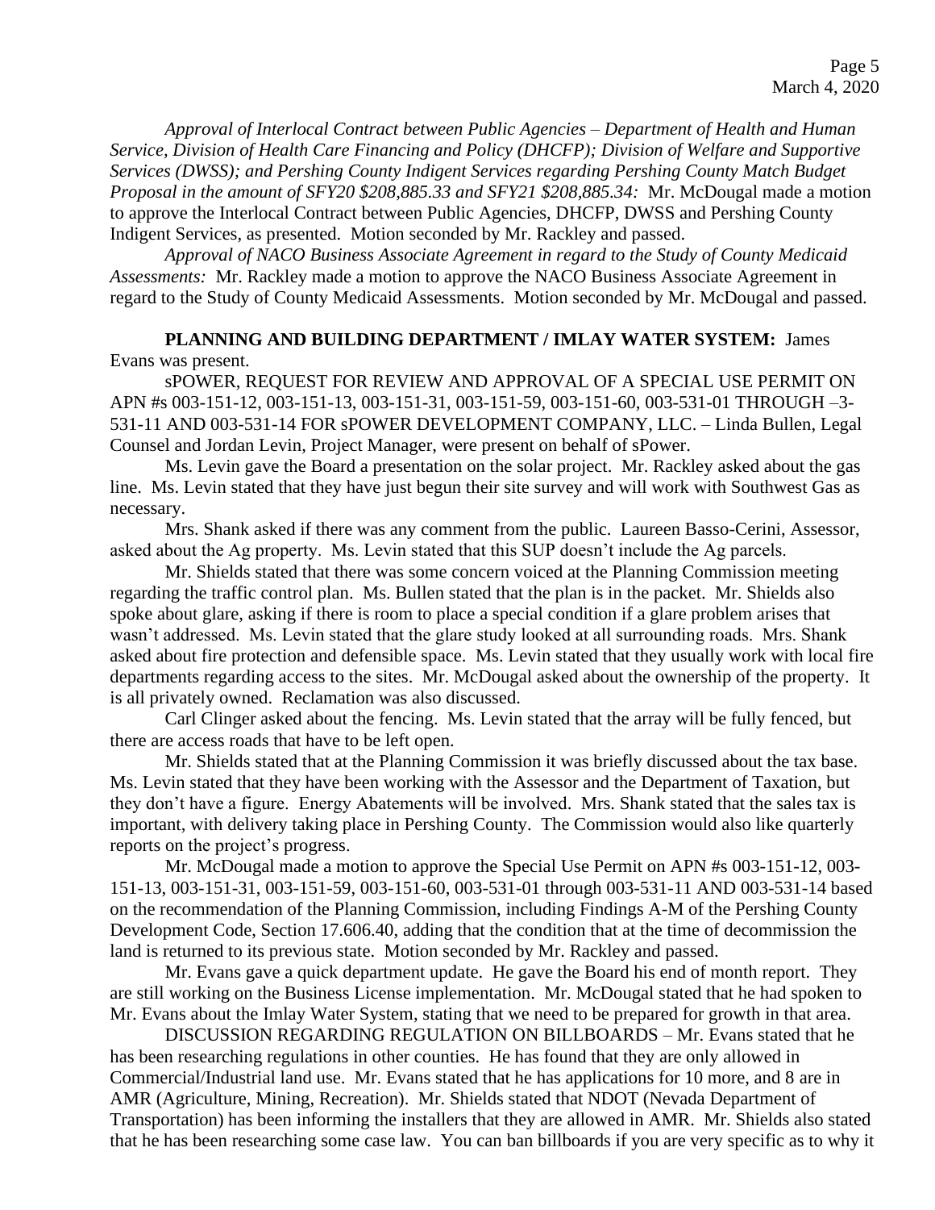*Approval of Interlocal Contract between Public Agencies – Department of Health and Human Service, Division of Health Care Financing and Policy (DHCFP); Division of Welfare and Supportive Services (DWSS); and Pershing County Indigent Services regarding Pershing County Match Budget Proposal in the amount of SFY20 $208,885.33 and SFY21 $208,885.34:* Mr. McDougal made a motion to approve the Interlocal Contract between Public Agencies, DHCFP, DWSS and Pershing County Indigent Services, as presented. Motion seconded by Mr. Rackley and passed.

*Approval of NACO Business Associate Agreement in regard to the Study of County Medicaid Assessments:* Mr. Rackley made a motion to approve the NACO Business Associate Agreement in regard to the Study of County Medicaid Assessments. Motion seconded by Mr. McDougal and passed.

**PLANNING AND BUILDING DEPARTMENT / IMLAY WATER SYSTEM:** James Evans was present.

sPOWER, REQUEST FOR REVIEW AND APPROVAL OF A SPECIAL USE PERMIT ON APN #s 003-151-12, 003-151-13, 003-151-31, 003-151-59, 003-151-60, 003-531-01 THROUGH –3-531-11 AND 003-531-14 FOR sPOWER DEVELOPMENT COMPANY, LLC. – Linda Bullen, Legal Counsel and Jordan Levin, Project Manager, were present on behalf of sPower.

Ms. Levin gave the Board a presentation on the solar project. Mr. Rackley asked about the gas line. Ms. Levin stated that they have just begun their site survey and will work with Southwest Gas as necessary.

Mrs. Shank asked if there was any comment from the public. Laureen Basso-Cerini, Assessor, asked about the Ag property. Ms. Levin stated that this SUP doesn't include the Ag parcels.

Mr. Shields stated that there was some concern voiced at the Planning Commission meeting regarding the traffic control plan. Ms. Bullen stated that the plan is in the packet. Mr. Shields also spoke about glare, asking if there is room to place a special condition if a glare problem arises that wasn't addressed. Ms. Levin stated that the glare study looked at all surrounding roads. Mrs. Shank asked about fire protection and defensible space. Ms. Levin stated that they usually work with local fire departments regarding access to the sites. Mr. McDougal asked about the ownership of the property. It is all privately owned. Reclamation was also discussed.

Carl Clinger asked about the fencing. Ms. Levin stated that the array will be fully fenced, but there are access roads that have to be left open.

Mr. Shields stated that at the Planning Commission it was briefly discussed about the tax base. Ms. Levin stated that they have been working with the Assessor and the Department of Taxation, but they don't have a figure. Energy Abatements will be involved. Mrs. Shank stated that the sales tax is important, with delivery taking place in Pershing County. The Commission would also like quarterly reports on the project's progress.

Mr. McDougal made a motion to approve the Special Use Permit on APN #s 003-151-12, 003-151-13, 003-151-31, 003-151-59, 003-151-60, 003-531-01 through 003-531-11 AND 003-531-14 based on the recommendation of the Planning Commission, including Findings A-M of the Pershing County Development Code, Section 17.606.40, adding that the condition that at the time of decommission the land is returned to its previous state. Motion seconded by Mr. Rackley and passed.

Mr. Evans gave a quick department update. He gave the Board his end of month report. They are still working on the Business License implementation. Mr. McDougal stated that he had spoken to Mr. Evans about the Imlay Water System, stating that we need to be prepared for growth in that area.

DISCUSSION REGARDING REGULATION ON BILLBOARDS – Mr. Evans stated that he has been researching regulations in other counties. He has found that they are only allowed in Commercial/Industrial land use. Mr. Evans stated that he has applications for 10 more, and 8 are in AMR (Agriculture, Mining, Recreation). Mr. Shields stated that NDOT (Nevada Department of Transportation) has been informing the installers that they are allowed in AMR. Mr. Shields also stated that he has been researching some case law. You can ban billboards if you are very specific as to why it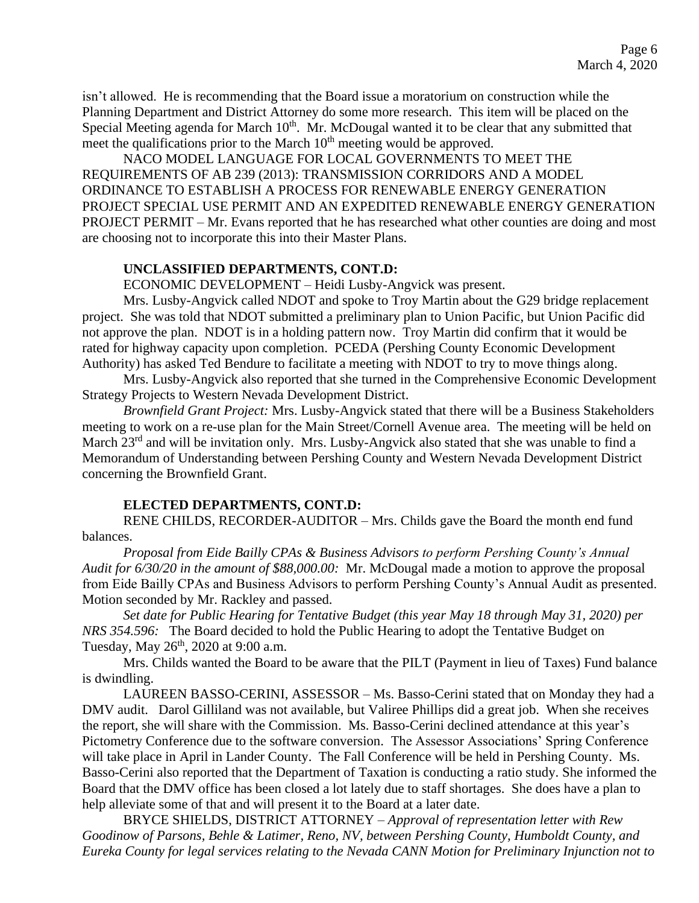isn't allowed. He is recommending that the Board issue a moratorium on construction while the Planning Department and District Attorney do some more research. This item will be placed on the Special Meeting agenda for March 10th. Mr. McDougal wanted it to be clear that any submitted that meet the qualifications prior to the March 10th meeting would be approved.

NACO MODEL LANGUAGE FOR LOCAL GOVERNMENTS TO MEET THE REQUIREMENTS OF AB 239 (2013): TRANSMISSION CORRIDORS AND A MODEL ORDINANCE TO ESTABLISH A PROCESS FOR RENEWABLE ENERGY GENERATION PROJECT SPECIAL USE PERMIT AND AN EXPEDITED RENEWABLE ENERGY GENERATION PROJECT PERMIT – Mr. Evans reported that he has researched what other counties are doing and most are choosing not to incorporate this into their Master Plans.

**UNCLASSIFIED DEPARTMENTS, CONT.D:**

ECONOMIC DEVELOPMENT – Heidi Lusby-Angvick was present.

Mrs. Lusby-Angvick called NDOT and spoke to Troy Martin about the G29 bridge replacement project. She was told that NDOT submitted a preliminary plan to Union Pacific, but Union Pacific did not approve the plan. NDOT is in a holding pattern now. Troy Martin did confirm that it would be rated for highway capacity upon completion. PCEDA (Pershing County Economic Development Authority) has asked Ted Bendure to facilitate a meeting with NDOT to try to move things along.

Mrs. Lusby-Angvick also reported that she turned in the Comprehensive Economic Development Strategy Projects to Western Nevada Development District.

*Brownfield Grant Project:* Mrs. Lusby-Angvick stated that there will be a Business Stakeholders meeting to work on a re-use plan for the Main Street/Cornell Avenue area. The meeting will be held on March 23rd and will be invitation only. Mrs. Lusby-Angvick also stated that she was unable to find a Memorandum of Understanding between Pershing County and Western Nevada Development District concerning the Brownfield Grant.

**ELECTED DEPARTMENTS, CONT.D:**

RENE CHILDS, RECORDER-AUDITOR – Mrs. Childs gave the Board the month end fund balances.

*Proposal from Eide Bailly CPAs & Business Advisors to perform Pershing County's Annual Audit for 6/30/20 in the amount of $88,000.00:* Mr. McDougal made a motion to approve the proposal from Eide Bailly CPAs and Business Advisors to perform Pershing County's Annual Audit as presented. Motion seconded by Mr. Rackley and passed.

*Set date for Public Hearing for Tentative Budget (this year May 18 through May 31, 2020) per NRS 354.596:* The Board decided to hold the Public Hearing to adopt the Tentative Budget on Tuesday, May 26th, 2020 at 9:00 a.m.

Mrs. Childs wanted the Board to be aware that the PILT (Payment in lieu of Taxes) Fund balance is dwindling.

LAUREEN BASSO-CERINI, ASSESSOR – Ms. Basso-Cerini stated that on Monday they had a DMV audit. Darol Gilliland was not available, but Valiree Phillips did a great job. When she receives the report, she will share with the Commission. Ms. Basso-Cerini declined attendance at this year's Pictometry Conference due to the software conversion. The Assessor Associations' Spring Conference will take place in April in Lander County. The Fall Conference will be held in Pershing County. Ms. Basso-Cerini also reported that the Department of Taxation is conducting a ratio study. She informed the Board that the DMV office has been closed a lot lately due to staff shortages. She does have a plan to help alleviate some of that and will present it to the Board at a later date.

BRYCE SHIELDS, DISTRICT ATTORNEY – *Approval of representation letter with Rew Goodinow of Parsons, Behle & Latimer, Reno, NV, between Pershing County, Humboldt County, and Eureka County for legal services relating to the Nevada CANN Motion for Preliminary Injunction not to*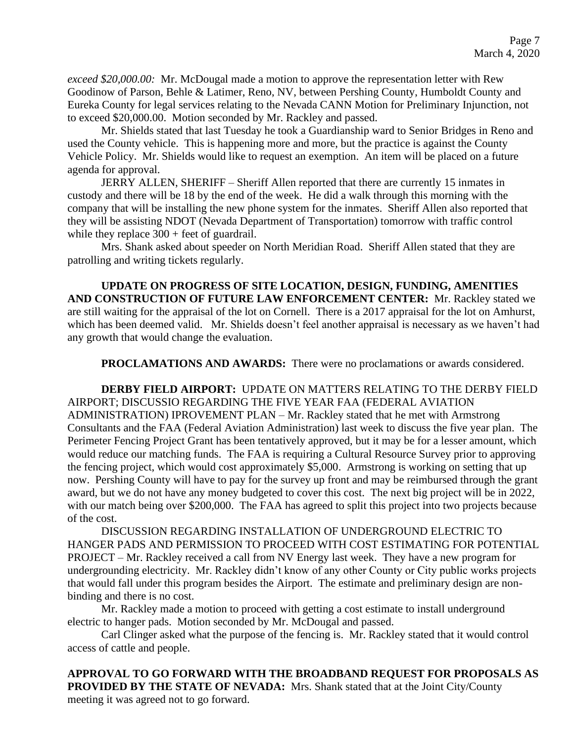*exceed $20,000.00:* Mr. McDougal made a motion to approve the representation letter with Rew Goodinow of Parson, Behle & Latimer, Reno, NV, between Pershing County, Humboldt County and Eureka County for legal services relating to the Nevada CANN Motion for Preliminary Injunction, not to exceed $20,000.00. Motion seconded by Mr. Rackley and passed.

Mr. Shields stated that last Tuesday he took a Guardianship ward to Senior Bridges in Reno and used the County vehicle. This is happening more and more, but the practice is against the County Vehicle Policy. Mr. Shields would like to request an exemption. An item will be placed on a future agenda for approval.

JERRY ALLEN, SHERIFF – Sheriff Allen reported that there are currently 15 inmates in custody and there will be 18 by the end of the week. He did a walk through this morning with the company that will be installing the new phone system for the inmates. Sheriff Allen also reported that they will be assisting NDOT (Nevada Department of Transportation) tomorrow with traffic control while they replace 300 + feet of guardrail.

Mrs. Shank asked about speeder on North Meridian Road. Sheriff Allen stated that they are patrolling and writing tickets regularly.

**UPDATE ON PROGRESS OF SITE LOCATION, DESIGN, FUNDING, AMENITIES AND CONSTRUCTION OF FUTURE LAW ENFORCEMENT CENTER:** Mr. Rackley stated we are still waiting for the appraisal of the lot on Cornell. There is a 2017 appraisal for the lot on Amhurst, which has been deemed valid. Mr. Shields doesn't feel another appraisal is necessary as we haven't had any growth that would change the evaluation.

**PROCLAMATIONS AND AWARDS:** There were no proclamations or awards considered.

**DERBY FIELD AIRPORT:** UPDATE ON MATTERS RELATING TO THE DERBY FIELD AIRPORT; DISCUSSIO REGARDING THE FIVE YEAR FAA (FEDERAL AVIATION ADMINISTRATION) IPROVEMENT PLAN – Mr. Rackley stated that he met with Armstrong Consultants and the FAA (Federal Aviation Administration) last week to discuss the five year plan. The Perimeter Fencing Project Grant has been tentatively approved, but it may be for a lesser amount, which would reduce our matching funds. The FAA is requiring a Cultural Resource Survey prior to approving the fencing project, which would cost approximately $5,000. Armstrong is working on setting that up now. Pershing County will have to pay for the survey up front and may be reimbursed through the grant award, but we do not have any money budgeted to cover this cost. The next big project will be in 2022, with our match being over $200,000. The FAA has agreed to split this project into two projects because of the cost.

DISCUSSION REGARDING INSTALLATION OF UNDERGROUND ELECTRIC TO HANGER PADS AND PERMISSION TO PROCEED WITH COST ESTIMATING FOR POTENTIAL PROJECT – Mr. Rackley received a call from NV Energy last week. They have a new program for undergrounding electricity. Mr. Rackley didn't know of any other County or City public works projects that would fall under this program besides the Airport. The estimate and preliminary design are non-binding and there is no cost.

Mr. Rackley made a motion to proceed with getting a cost estimate to install underground electric to hanger pads. Motion seconded by Mr. McDougal and passed.

Carl Clinger asked what the purpose of the fencing is. Mr. Rackley stated that it would control access of cattle and people.

**APPROVAL TO GO FORWARD WITH THE BROADBAND REQUEST FOR PROPOSALS AS PROVIDED BY THE STATE OF NEVADA:** Mrs. Shank stated that at the Joint City/County meeting it was agreed not to go forward.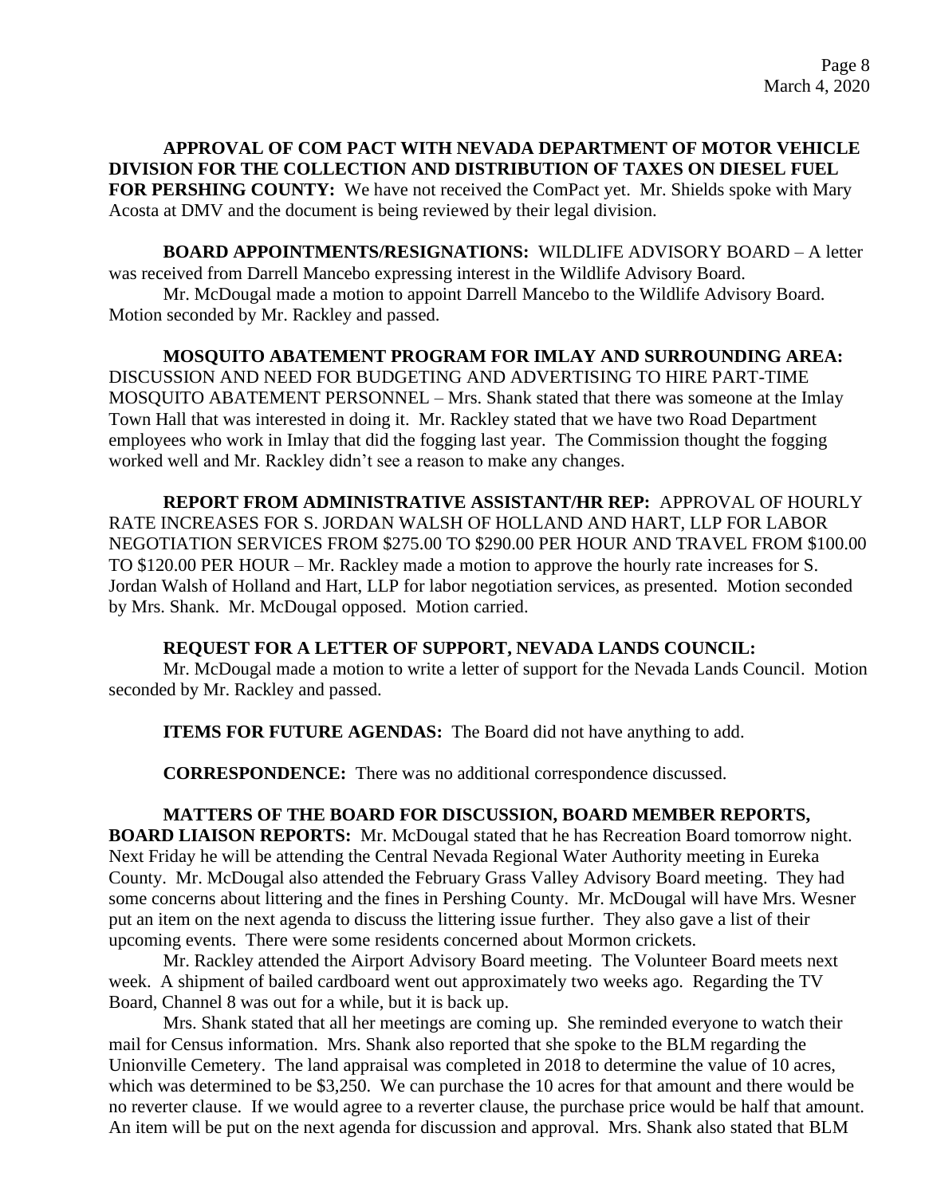**APPROVAL OF COM PACT WITH NEVADA DEPARTMENT OF MOTOR VEHICLE DIVISION FOR THE COLLECTION AND DISTRIBUTION OF TAXES ON DIESEL FUEL FOR PERSHING COUNTY:** We have not received the ComPact yet. Mr. Shields spoke with Mary Acosta at DMV and the document is being reviewed by their legal division.

**BOARD APPOINTMENTS/RESIGNATIONS:** WILDLIFE ADVISORY BOARD – A letter was received from Darrell Mancebo expressing interest in the Wildlife Advisory Board.

Mr. McDougal made a motion to appoint Darrell Mancebo to the Wildlife Advisory Board. Motion seconded by Mr. Rackley and passed.

**MOSQUITO ABATEMENT PROGRAM FOR IMLAY AND SURROUNDING AREA:** DISCUSSION AND NEED FOR BUDGETING AND ADVERTISING TO HIRE PART-TIME MOSQUITO ABATEMENT PERSONNEL – Mrs. Shank stated that there was someone at the Imlay Town Hall that was interested in doing it. Mr. Rackley stated that we have two Road Department employees who work in Imlay that did the fogging last year. The Commission thought the fogging worked well and Mr. Rackley didn't see a reason to make any changes.

**REPORT FROM ADMINISTRATIVE ASSISTANT/HR REP:** APPROVAL OF HOURLY RATE INCREASES FOR S. JORDAN WALSH OF HOLLAND AND HART, LLP FOR LABOR NEGOTIATION SERVICES FROM $275.00 TO $290.00 PER HOUR AND TRAVEL FROM $100.00 TO $120.00 PER HOUR – Mr. Rackley made a motion to approve the hourly rate increases for S. Jordan Walsh of Holland and Hart, LLP for labor negotiation services, as presented. Motion seconded by Mrs. Shank. Mr. McDougal opposed. Motion carried.

**REQUEST FOR A LETTER OF SUPPORT, NEVADA LANDS COUNCIL:**

Mr. McDougal made a motion to write a letter of support for the Nevada Lands Council. Motion seconded by Mr. Rackley and passed.

**ITEMS FOR FUTURE AGENDAS:** The Board did not have anything to add.

**CORRESPONDENCE:** There was no additional correspondence discussed.

**MATTERS OF THE BOARD FOR DISCUSSION, BOARD MEMBER REPORTS, BOARD LIAISON REPORTS:** Mr. McDougal stated that he has Recreation Board tomorrow night. Next Friday he will be attending the Central Nevada Regional Water Authority meeting in Eureka County. Mr. McDougal also attended the February Grass Valley Advisory Board meeting. They had some concerns about littering and the fines in Pershing County. Mr. McDougal will have Mrs. Wesner put an item on the next agenda to discuss the littering issue further. They also gave a list of their upcoming events. There were some residents concerned about Mormon crickets.

Mr. Rackley attended the Airport Advisory Board meeting. The Volunteer Board meets next week. A shipment of bailed cardboard went out approximately two weeks ago. Regarding the TV Board, Channel 8 was out for a while, but it is back up.

Mrs. Shank stated that all her meetings are coming up. She reminded everyone to watch their mail for Census information. Mrs. Shank also reported that she spoke to the BLM regarding the Unionville Cemetery. The land appraisal was completed in 2018 to determine the value of 10 acres, which was determined to be $3,250. We can purchase the 10 acres for that amount and there would be no reverter clause. If we would agree to a reverter clause, the purchase price would be half that amount. An item will be put on the next agenda for discussion and approval. Mrs. Shank also stated that BLM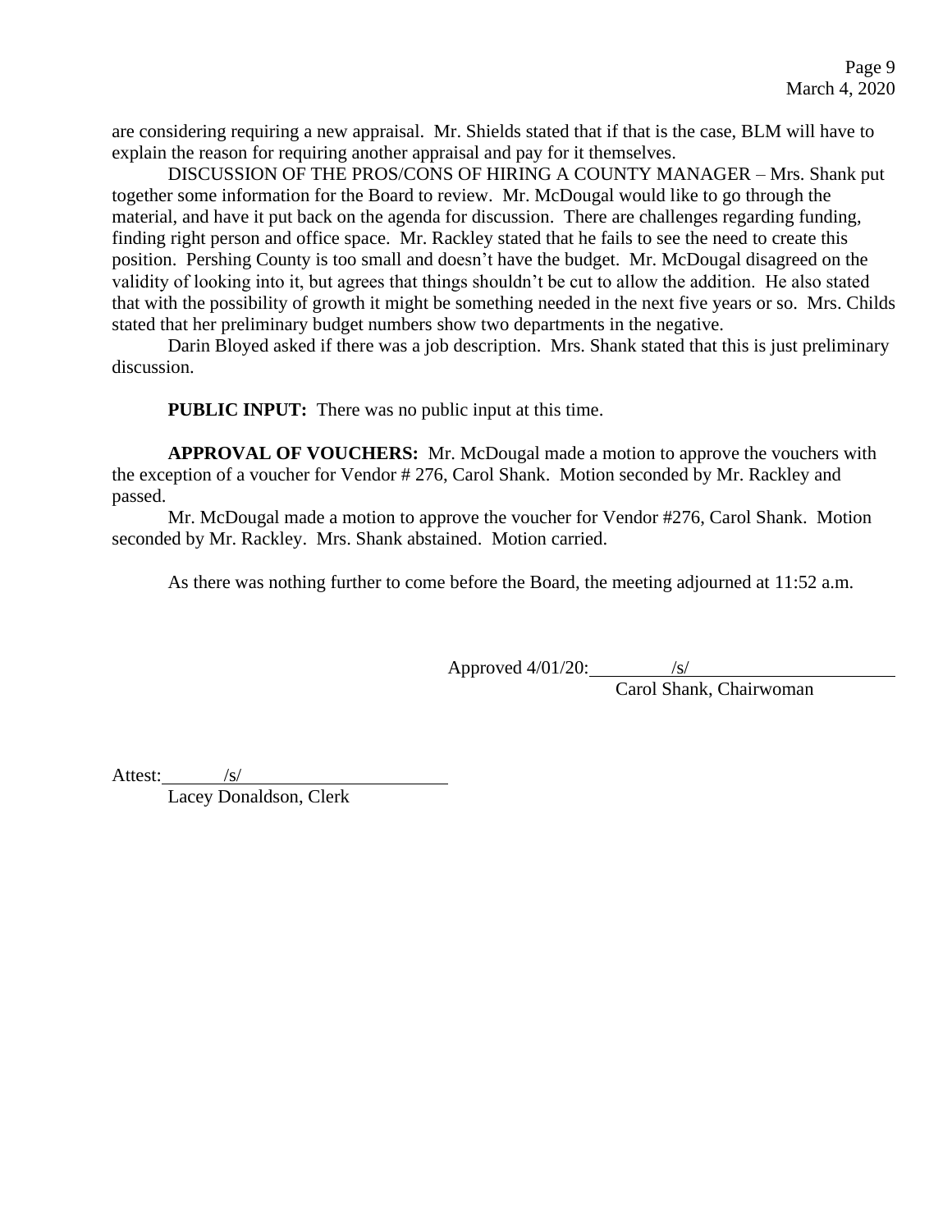are considering requiring a new appraisal. Mr. Shields stated that if that is the case, BLM will have to explain the reason for requiring another appraisal and pay for it themselves.

DISCUSSION OF THE PROS/CONS OF HIRING A COUNTY MANAGER – Mrs. Shank put together some information for the Board to review. Mr. McDougal would like to go through the material, and have it put back on the agenda for discussion. There are challenges regarding funding, finding right person and office space. Mr. Rackley stated that he fails to see the need to create this position. Pershing County is too small and doesn't have the budget. Mr. McDougal disagreed on the validity of looking into it, but agrees that things shouldn't be cut to allow the addition. He also stated that with the possibility of growth it might be something needed in the next five years or so. Mrs. Childs stated that her preliminary budget numbers show two departments in the negative.

Darin Bloyed asked if there was a job description. Mrs. Shank stated that this is just preliminary discussion.

**PUBLIC INPUT:** There was no public input at this time.

**APPROVAL OF VOUCHERS:** Mr. McDougal made a motion to approve the vouchers with the exception of a voucher for Vendor # 276, Carol Shank. Motion seconded by Mr. Rackley and passed.

Mr. McDougal made a motion to approve the voucher for Vendor #276, Carol Shank. Motion seconded by Mr. Rackley. Mrs. Shank abstained. Motion carried.

As there was nothing further to come before the Board, the meeting adjourned at 11:52 a.m.

Approved 4/01/20: /s/
Carol Shank, Chairwoman

Attest: /s/
Lacey Donaldson, Clerk